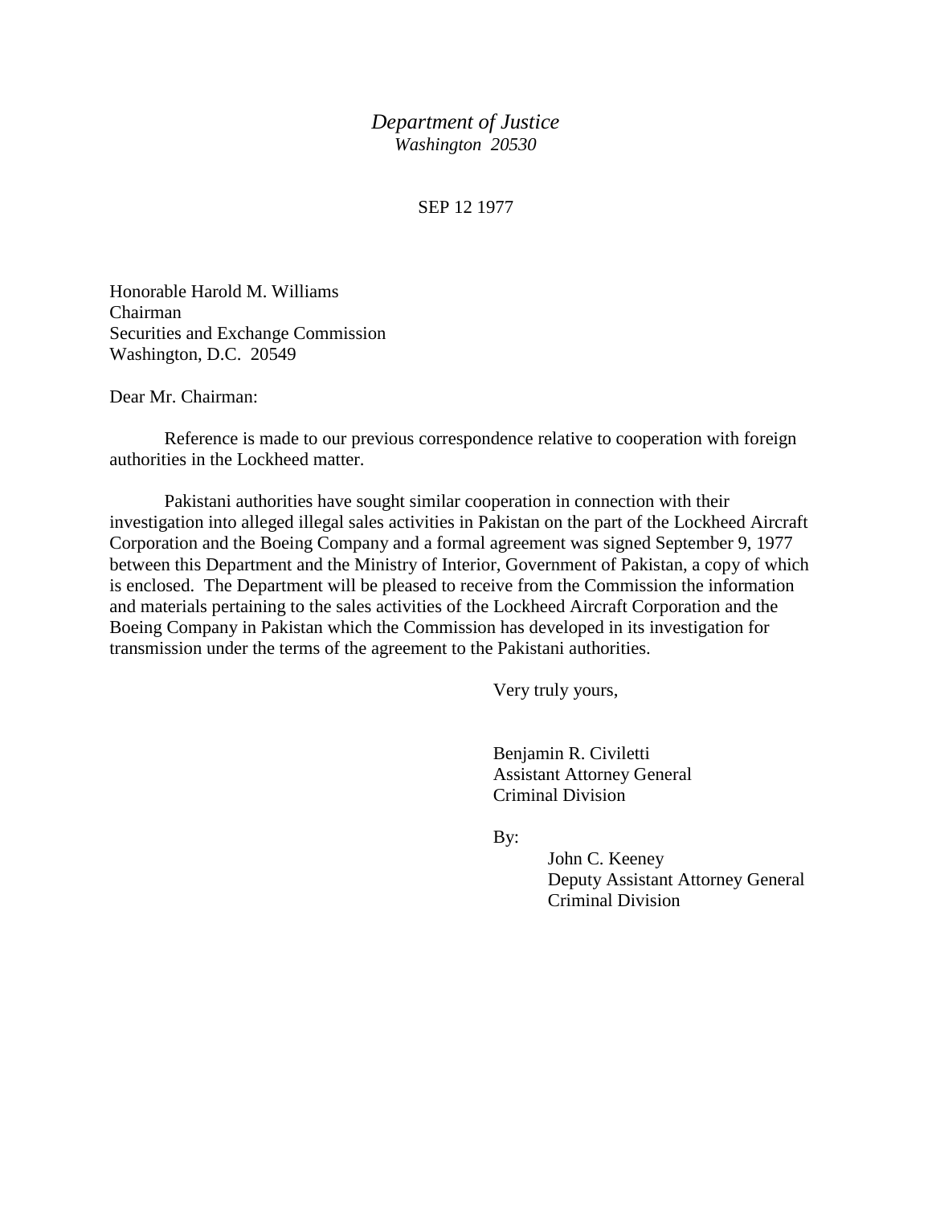*Department of Justice*
*Washington 20530*

SEP 12 1977

Honorable Harold M. Williams
Chairman
Securities and Exchange Commission
Washington, D.C. 20549

Dear Mr. Chairman:

Reference is made to our previous correspondence relative to cooperation with foreign authorities in the Lockheed matter.

Pakistani authorities have sought similar cooperation in connection with their investigation into alleged illegal sales activities in Pakistan on the part of the Lockheed Aircraft Corporation and the Boeing Company and a formal agreement was signed September 9, 1977 between this Department and the Ministry of Interior, Government of Pakistan, a copy of which is enclosed. The Department will be pleased to receive from the Commission the information and materials pertaining to the sales activities of the Lockheed Aircraft Corporation and the Boeing Company in Pakistan which the Commission has developed in its investigation for transmission under the terms of the agreement to the Pakistani authorities.

Very truly yours,

Benjamin R. Civiletti
Assistant Attorney General
Criminal Division

By:

John C. Keeney
Deputy Assistant Attorney General
Criminal Division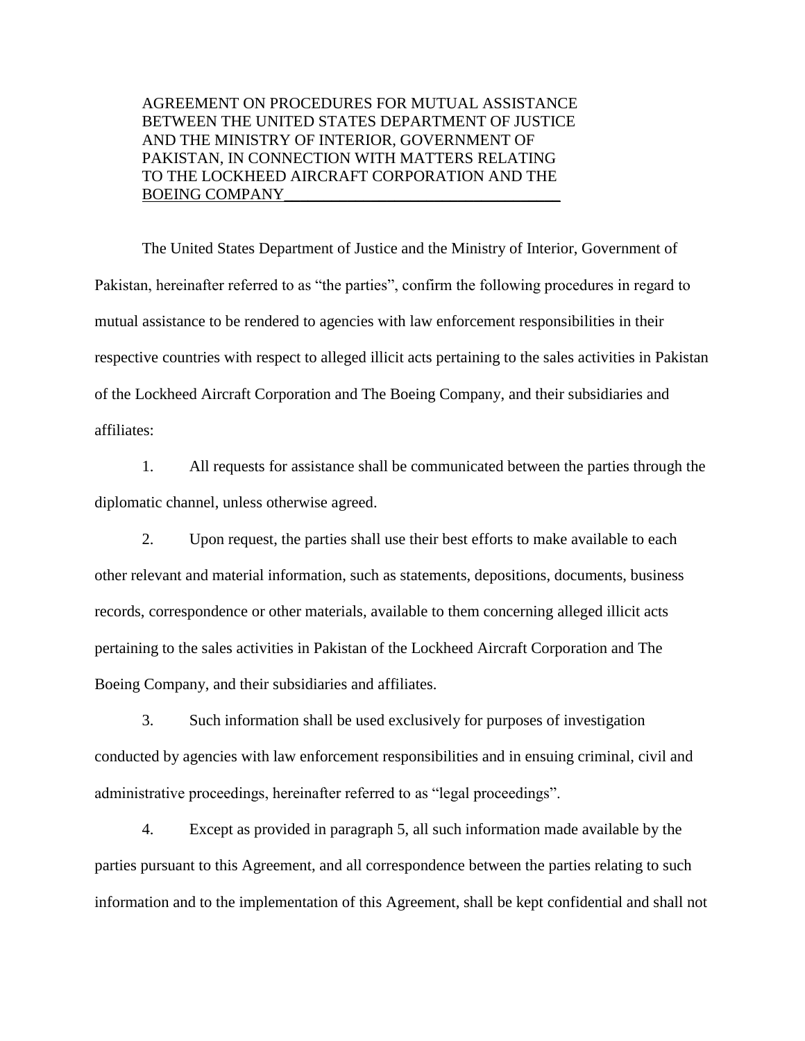AGREEMENT ON PROCEDURES FOR MUTUAL ASSISTANCE BETWEEN THE UNITED STATES DEPARTMENT OF JUSTICE AND THE MINISTRY OF INTERIOR, GOVERNMENT OF PAKISTAN, IN CONNECTION WITH MATTERS RELATING TO THE LOCKHEED AIRCRAFT CORPORATION AND THE BOEING COMPANY

The United States Department of Justice and the Ministry of Interior, Government of Pakistan, hereinafter referred to as "the parties", confirm the following procedures in regard to mutual assistance to be rendered to agencies with law enforcement responsibilities in their respective countries with respect to alleged illicit acts pertaining to the sales activities in Pakistan of the Lockheed Aircraft Corporation and The Boeing Company, and their subsidiaries and affiliates:

1. All requests for assistance shall be communicated between the parties through the diplomatic channel, unless otherwise agreed.

2. Upon request, the parties shall use their best efforts to make available to each other relevant and material information, such as statements, depositions, documents, business records, correspondence or other materials, available to them concerning alleged illicit acts pertaining to the sales activities in Pakistan of the Lockheed Aircraft Corporation and The Boeing Company, and their subsidiaries and affiliates.

3. Such information shall be used exclusively for purposes of investigation conducted by agencies with law enforcement responsibilities and in ensuing criminal, civil and administrative proceedings, hereinafter referred to as "legal proceedings".

4. Except as provided in paragraph 5, all such information made available by the parties pursuant to this Agreement, and all correspondence between the parties relating to such information and to the implementation of this Agreement, shall be kept confidential and shall not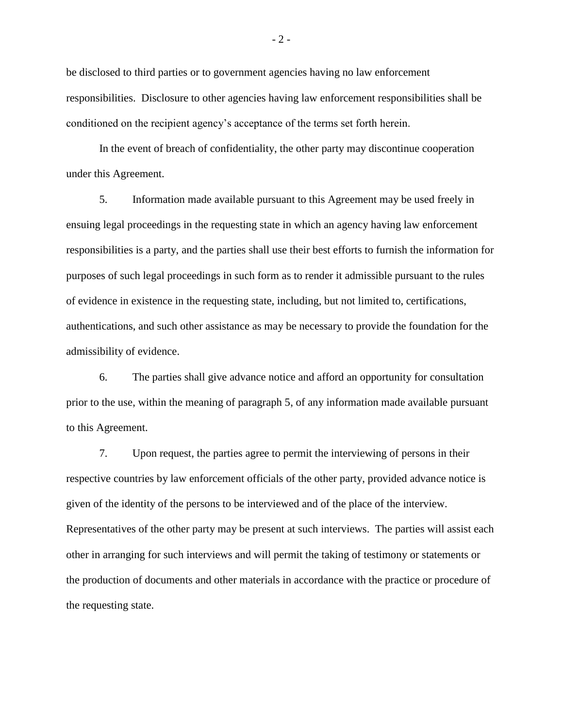be disclosed to third parties or to government agencies having no law enforcement responsibilities. Disclosure to other agencies having law enforcement responsibilities shall be conditioned on the recipient agency's acceptance of the terms set forth herein.

In the event of breach of confidentiality, the other party may discontinue cooperation under this Agreement.

5. Information made available pursuant to this Agreement may be used freely in ensuing legal proceedings in the requesting state in which an agency having law enforcement responsibilities is a party, and the parties shall use their best efforts to furnish the information for purposes of such legal proceedings in such form as to render it admissible pursuant to the rules of evidence in existence in the requesting state, including, but not limited to, certifications, authentications, and such other assistance as may be necessary to provide the foundation for the admissibility of evidence.

6. The parties shall give advance notice and afford an opportunity for consultation prior to the use, within the meaning of paragraph 5, of any information made available pursuant to this Agreement.

7. Upon request, the parties agree to permit the interviewing of persons in their respective countries by law enforcement officials of the other party, provided advance notice is given of the identity of the persons to be interviewed and of the place of the interview. Representatives of the other party may be present at such interviews. The parties will assist each other in arranging for such interviews and will permit the taking of testimony or statements or the production of documents and other materials in accordance with the practice or procedure of the requesting state.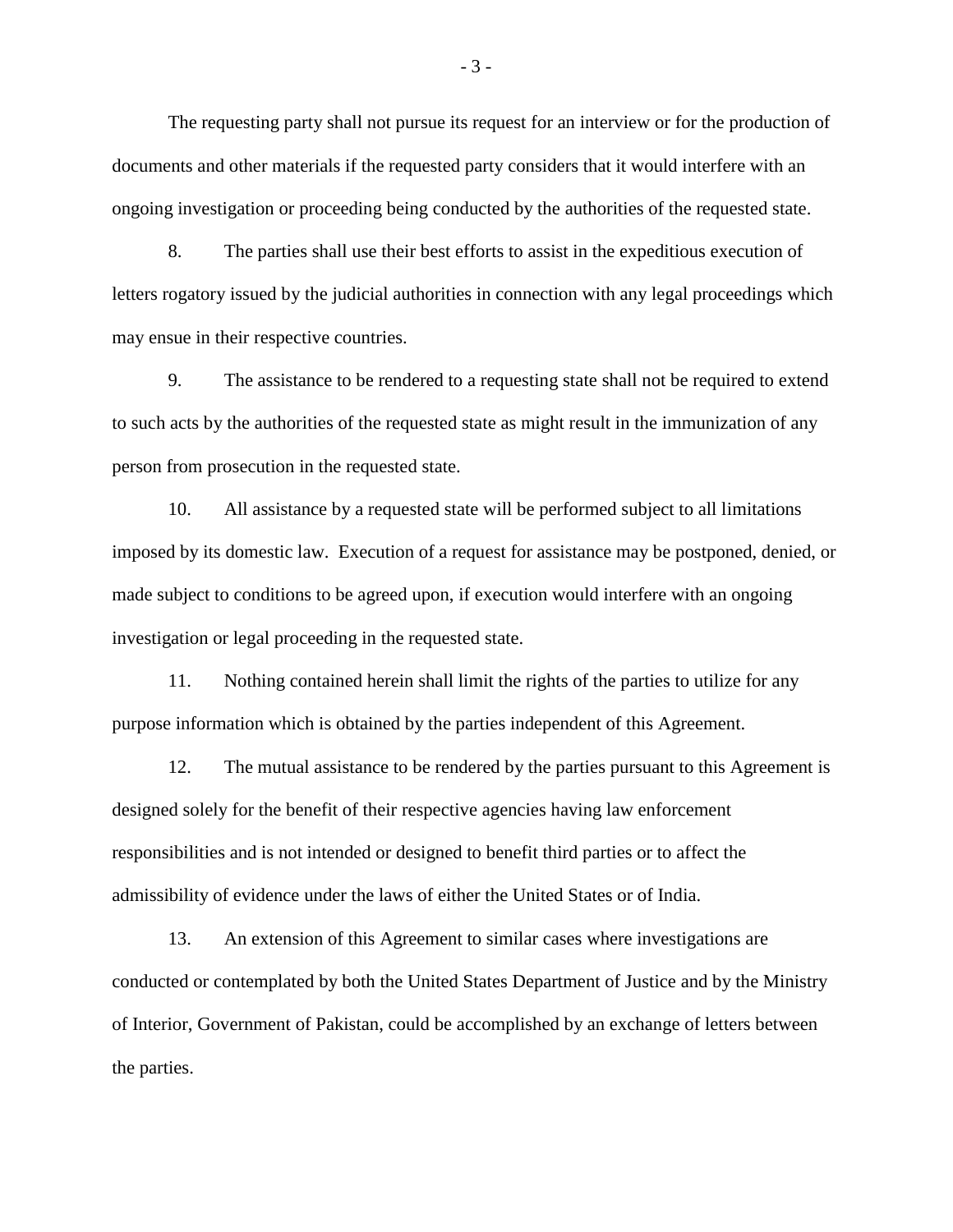The requesting party shall not pursue its request for an interview or for the production of documents and other materials if the requested party considers that it would interfere with an ongoing investigation or proceeding being conducted by the authorities of the requested state.

8. The parties shall use their best efforts to assist in the expeditious execution of letters rogatory issued by the judicial authorities in connection with any legal proceedings which may ensue in their respective countries.

9. The assistance to be rendered to a requesting state shall not be required to extend to such acts by the authorities of the requested state as might result in the immunization of any person from prosecution in the requested state.

10. All assistance by a requested state will be performed subject to all limitations imposed by its domestic law. Execution of a request for assistance may be postponed, denied, or made subject to conditions to be agreed upon, if execution would interfere with an ongoing investigation or legal proceeding in the requested state.

11. Nothing contained herein shall limit the rights of the parties to utilize for any purpose information which is obtained by the parties independent of this Agreement.

12. The mutual assistance to be rendered by the parties pursuant to this Agreement is designed solely for the benefit of their respective agencies having law enforcement responsibilities and is not intended or designed to benefit third parties or to affect the admissibility of evidence under the laws of either the United States or of India.

13. An extension of this Agreement to similar cases where investigations are conducted or contemplated by both the United States Department of Justice and by the Ministry of Interior, Government of Pakistan, could be accomplished by an exchange of letters between the parties.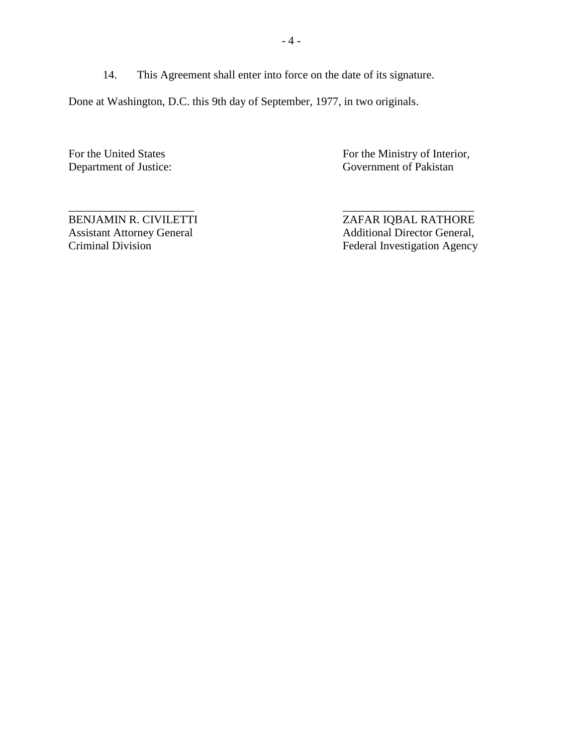14. This Agreement shall enter into force on the date of its signature.

Done at Washington, D.C. this 9th day of September, 1977, in two originals.

For the United States
Department of Justice:

______________________

BENJAMIN R. CIVILETTI
Assistant Attorney General
Criminal Division

For the Ministry of Interior,
Government of Pakistan

______________________

ZAFAR IQBAL RATHORE
Additional Director General,
Federal Investigation Agency